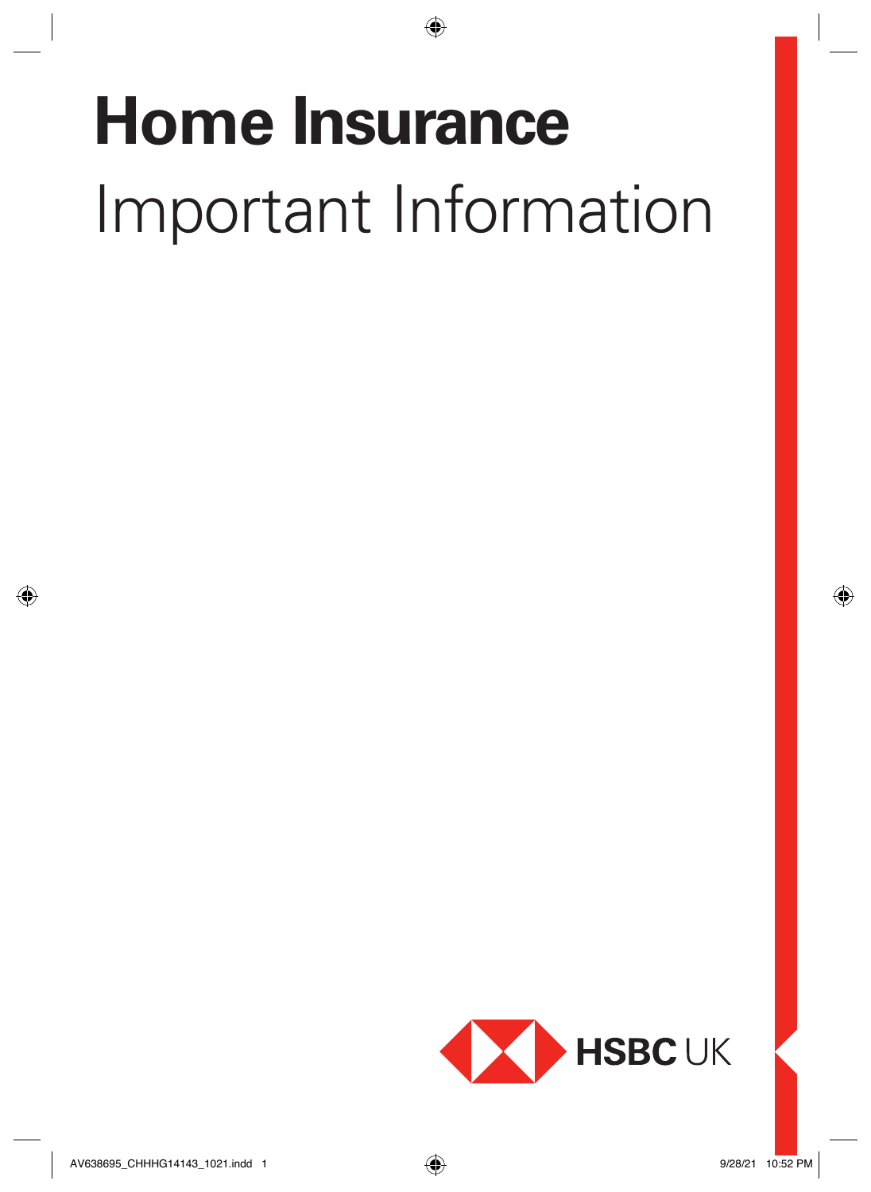# Home Insurance

Important Information

HSBC UK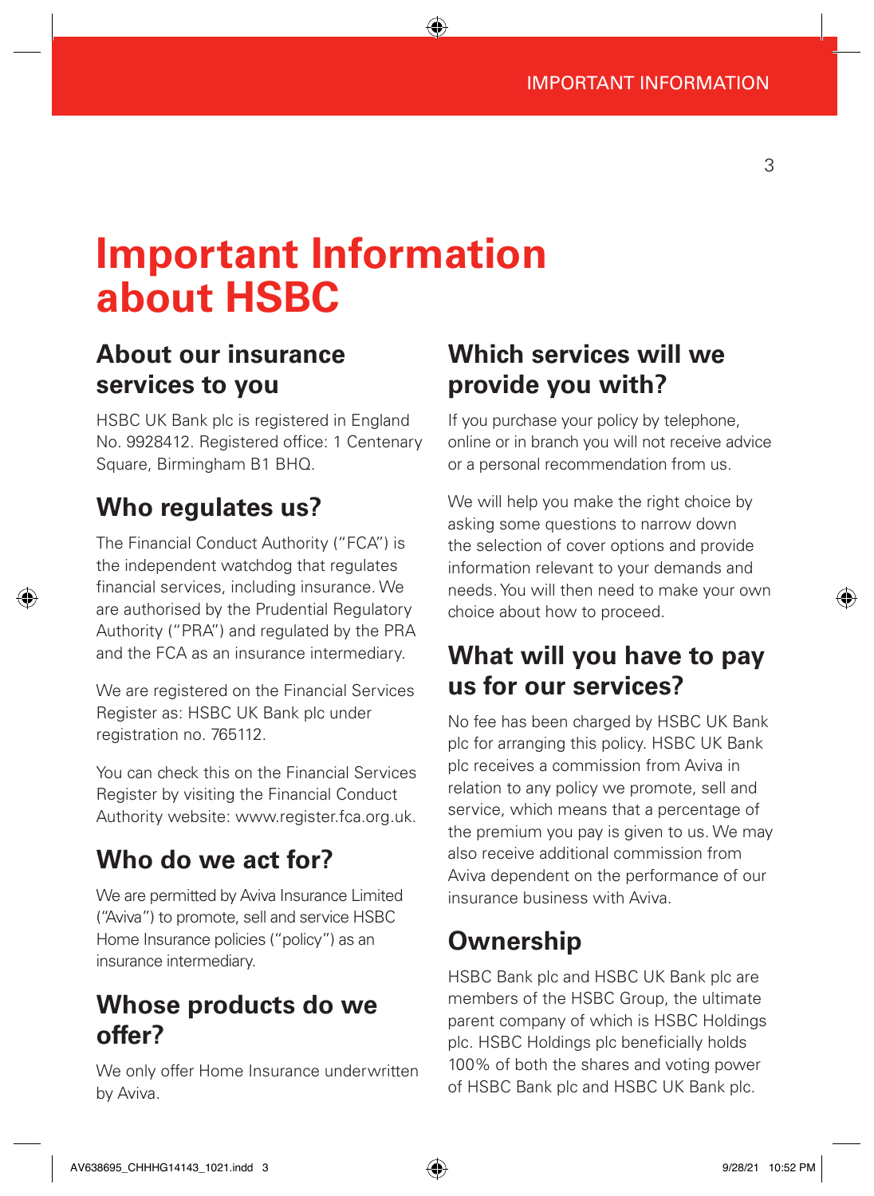# Important Information about HSBC

## About our insurance services to you

HSBC UK Bank plc is registered in England No. 9928412. Registered office: 1 Centenary Square, Birmingham B1 BHQ.

## Who regulates us?

The Financial Conduct Authority ("FCA") is the independent watchdog that regulates financial services, including insurance. We are authorised by the Prudential Regulatory Authority ("PRA") and regulated by the PRA and the FCA as an insurance intermediary.

We are registered on the Financial Services Register as: HSBC UK Bank plc under registration no. 765112.

You can check this on the Financial Services Register by visiting the Financial Conduct Authority website: www.register.fca.org.uk.

## Who do we act for?

We are permitted by Aviva Insurance Limited ("Aviva") to promote, sell and service HSBC Home Insurance policies ("policy") as an insurance intermediary.

## Whose products do we offer?

We only offer Home Insurance underwritten by Aviva.

## Which services will we provide you with?

If you purchase your policy by telephone, online or in branch you will not receive advice or a personal recommendation from us.

We will help you make the right choice by asking some questions to narrow down the selection of cover options and provide information relevant to your demands and needs. You will then need to make your own choice about how to proceed.

## What will you have to pay us for our services?

No fee has been charged by HSBC UK Bank plc for arranging this policy. HSBC UK Bank plc receives a commission from Aviva in relation to any policy we promote, sell and service, which means that a percentage of the premium you pay is given to us. We may also receive additional commission from Aviva dependent on the performance of our insurance business with Aviva.

## Ownership

HSBC Bank plc and HSBC UK Bank plc are members of the HSBC Group, the ultimate parent company of which is HSBC Holdings plc. HSBC Holdings plc beneficially holds 100% of both the shares and voting power of HSBC Bank plc and HSBC UK Bank plc.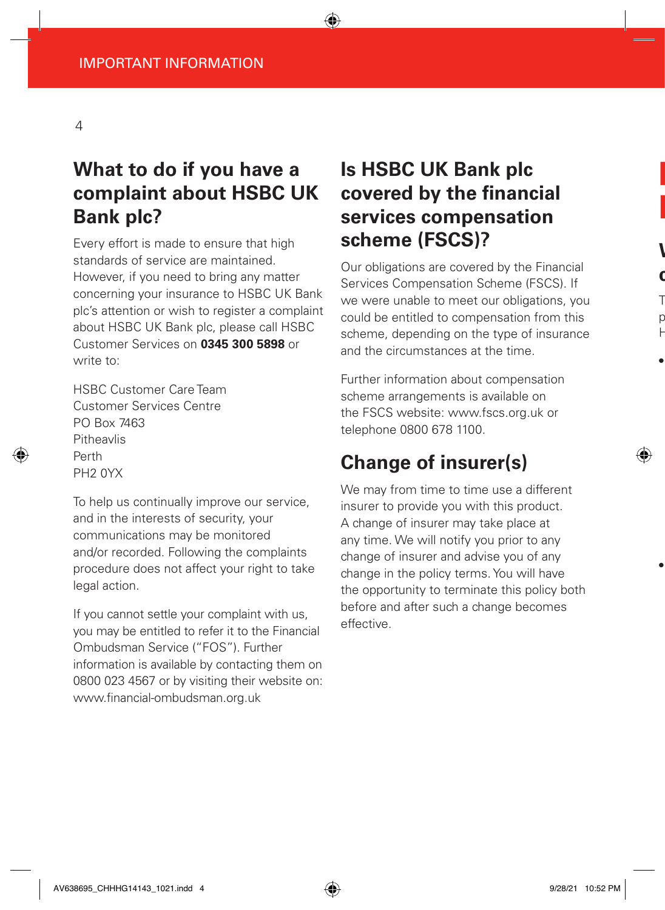## What to do if you have a complaint about HSBC UK Bank plc?

Every effort is made to ensure that high standards of service are maintained. However, if you need to bring any matter concerning your insurance to HSBC UK Bank plc's attention or wish to register a complaint about HSBC UK Bank plc, please call HSBC Customer Services on **0345 300 5898** or write to:

HSBC Customer Care Team
Customer Services Centre
PO Box 7463
Pitheavlis
Perth
PH2 0YX

To help us continually improve our service, and in the interests of security, your communications may be monitored and/or recorded. Following the complaints procedure does not affect your right to take legal action.

If you cannot settle your complaint with us, you may be entitled to refer it to the Financial Ombudsman Service ("FOS"). Further information is available by contacting them on 0800 023 4567 or by visiting their website on: www.financial-ombudsman.org.uk

## Is HSBC UK Bank plc covered by the financial services compensation scheme (FSCS)?

Our obligations are covered by the Financial Services Compensation Scheme (FSCS). If we were unable to meet our obligations, you could be entitled to compensation from this scheme, depending on the type of insurance and the circumstances at the time.

Further information about compensation scheme arrangements is available on the FSCS website: www.fscs.org.uk or telephone 0800 678 1100.

## Change of insurer(s)

We may from time to time use a different insurer to provide you with this product. A change of insurer may take place at any time. We will notify you prior to any change of insurer and advise you of any change in the policy terms. You will have the opportunity to terminate this policy both before and after such a change becomes effective.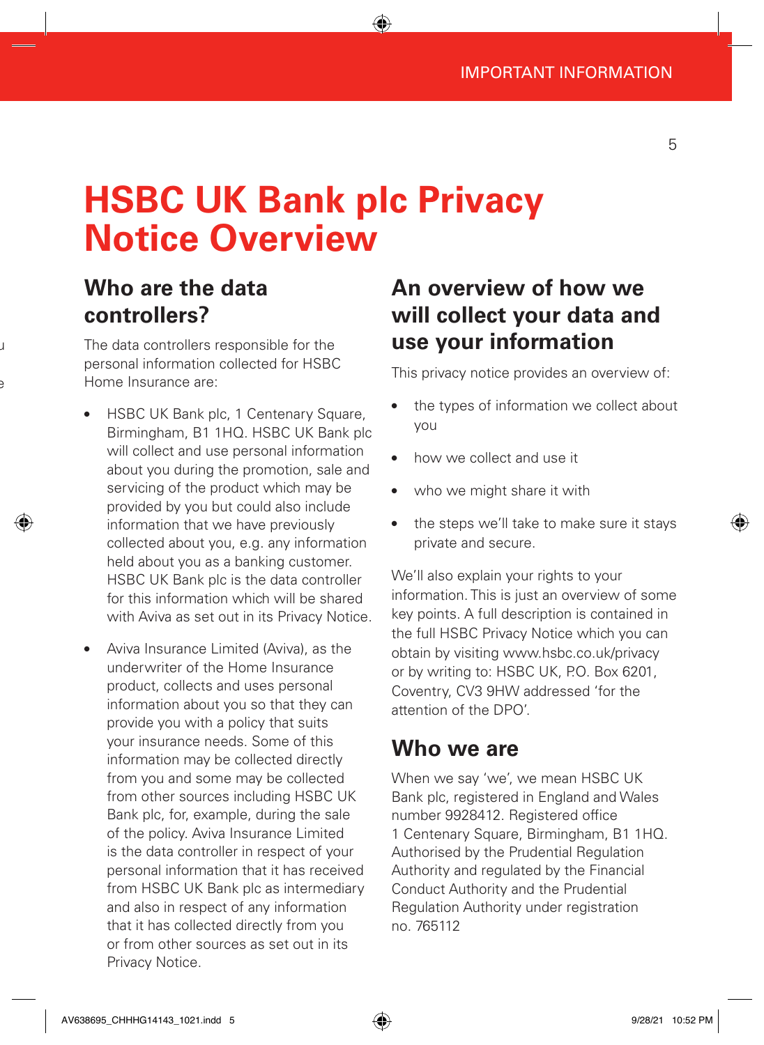# HSBC UK Bank plc Privacy Notice Overview

## Who are the data controllers?

The data controllers responsible for the personal information collected for HSBC Home Insurance are:

- HSBC UK Bank plc, 1 Centenary Square, Birmingham, B1 1HQ. HSBC UK Bank plc will collect and use personal information about you during the promotion, sale and servicing of the product which may be provided by you but could also include information that we have previously collected about you, e.g. any information held about you as a banking customer. HSBC UK Bank plc is the data controller for this information which will be shared with Aviva as set out in its Privacy Notice.
- Aviva Insurance Limited (Aviva), as the underwriter of the Home Insurance product, collects and uses personal information about you so that they can provide you with a policy that suits your insurance needs. Some of this information may be collected directly from you and some may be collected from other sources including HSBC UK Bank plc, for, example, during the sale of the policy. Aviva Insurance Limited is the data controller in respect of your personal information that it has received from HSBC UK Bank plc as intermediary and also in respect of any information that it has collected directly from you or from other sources as set out in its Privacy Notice.

## An overview of how we will collect your data and use your information

This privacy notice provides an overview of:

- the types of information we collect about you
- how we collect and use it
- who we might share it with
- the steps we'll take to make sure it stays private and secure.

We'll also explain your rights to your information. This is just an overview of some key points. A full description is contained in the full HSBC Privacy Notice which you can obtain by visiting www.hsbc.co.uk/privacy or by writing to: HSBC UK, P.O. Box 6201, Coventry, CV3 9HW addressed 'for the attention of the DPO'.

## Who we are

When we say 'we', we mean HSBC UK Bank plc, registered in England and Wales number 9928412. Registered office 1 Centenary Square, Birmingham, B1 1HQ. Authorised by the Prudential Regulation Authority and regulated by the Financial Conduct Authority and the Prudential Regulation Authority under registration no. 765112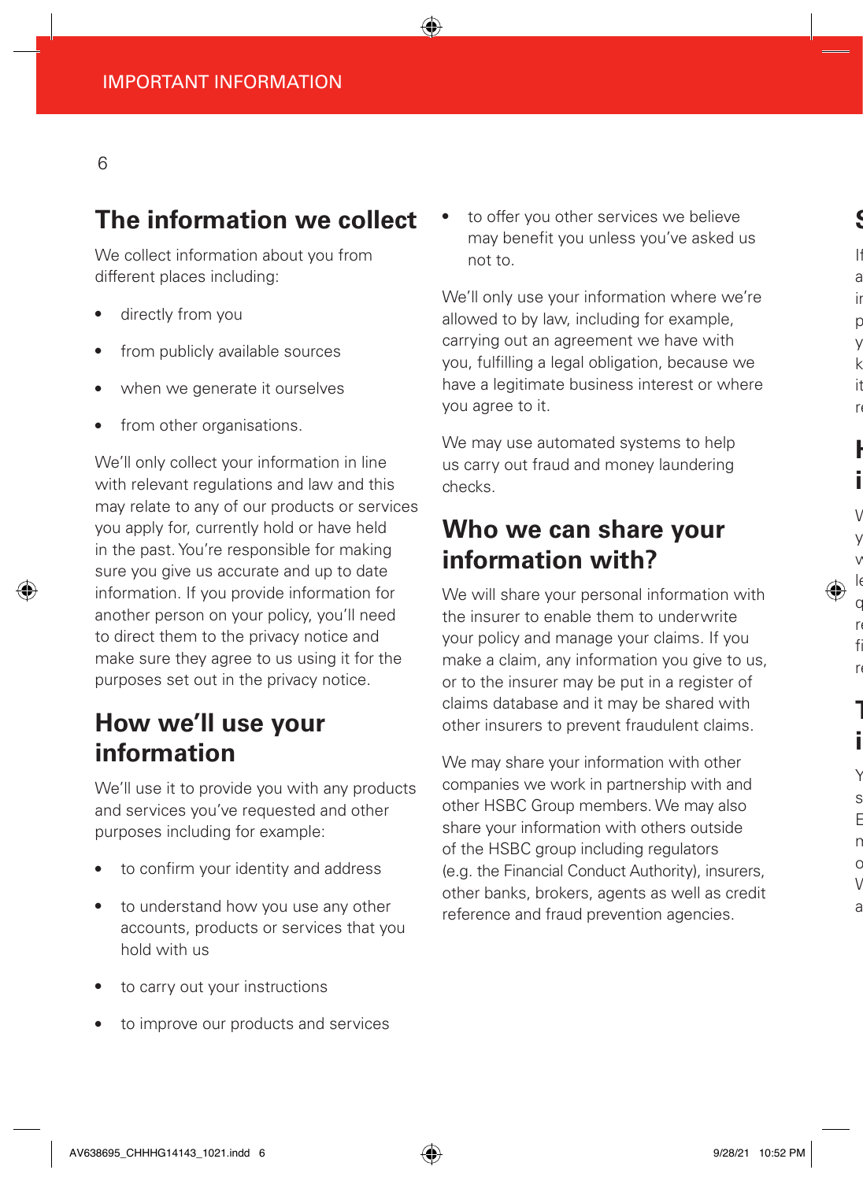## The information we collect

We collect information about you from different places including:

- directly from you
- from publicly available sources
- when we generate it ourselves
- from other organisations.

We'll only collect your information in line with relevant regulations and law and this may relate to any of our products or services you apply for, currently hold or have held in the past. You're responsible for making sure you give us accurate and up to date information. If you provide information for another person on your policy, you'll need to direct them to the privacy notice and make sure they agree to us using it for the purposes set out in the privacy notice.

## How we'll use your information

We'll use it to provide you with any products and services you've requested and other purposes including for example:

- to confirm your identity and address
- to understand how you use any other accounts, products or services that you hold with us
- to carry out your instructions
- to improve our products and services
- to offer you other services we believe may benefit you unless you've asked us not to.

We'll only use your information where we're allowed to by law, including for example, carrying out an agreement we have with you, fulfilling a legal obligation, because we have a legitimate business interest or where you agree to it.

We may use automated systems to help us carry out fraud and money laundering checks.

## Who we can share your information with?

We will share your personal information with the insurer to enable them to underwrite your policy and manage your claims. If you make a claim, any information you give to us, or to the insurer may be put in a register of claims database and it may be shared with other insurers to prevent fraudulent claims.

We may share your information with other companies we work in partnership with and other HSBC Group members. We may also share your information with others outside of the HSBC group including regulators (e.g. the Financial Conduct Authority), insurers, other banks, brokers, agents as well as credit reference and fraud prevention agencies.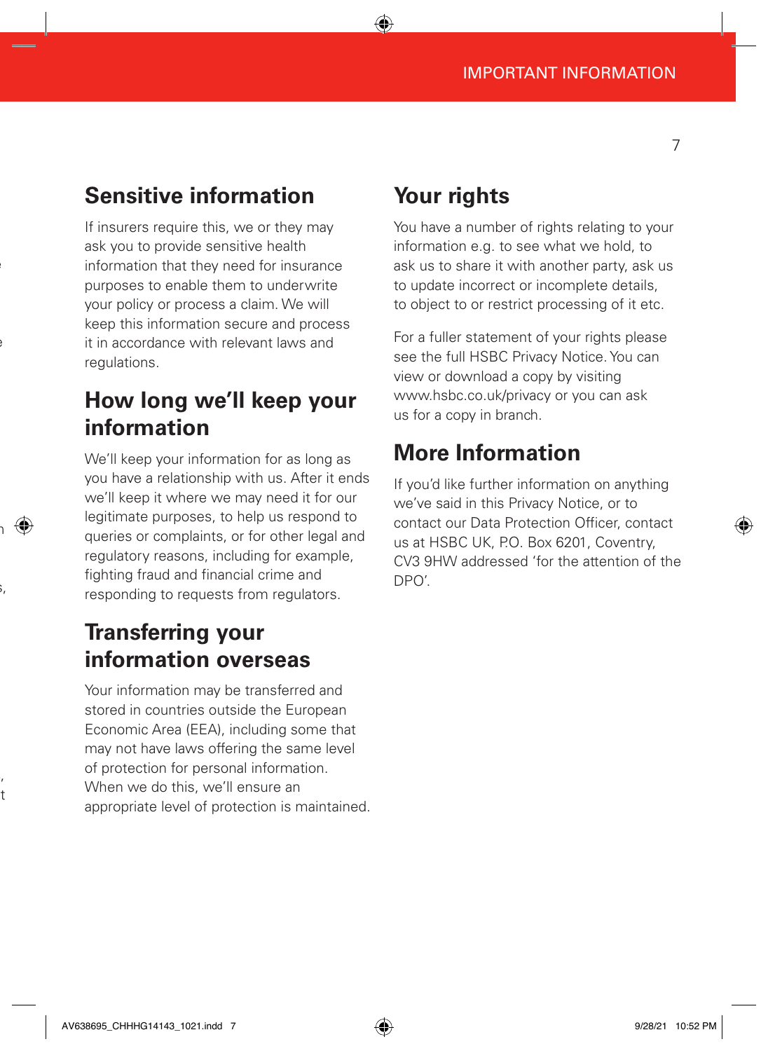## Sensitive information

If insurers require this, we or they may ask you to provide sensitive health information that they need for insurance purposes to enable them to underwrite your policy or process a claim. We will keep this information secure and process it in accordance with relevant laws and regulations.

## How long we'll keep your information

We'll keep your information for as long as you have a relationship with us. After it ends we'll keep it where we may need it for our legitimate purposes, to help us respond to queries or complaints, or for other legal and regulatory reasons, including for example, fighting fraud and financial crime and responding to requests from regulators.

## Transferring your information overseas

Your information may be transferred and stored in countries outside the European Economic Area (EEA), including some that may not have laws offering the same level of protection for personal information. When we do this, we'll ensure an appropriate level of protection is maintained.

## Your rights

You have a number of rights relating to your information e.g. to see what we hold, to ask us to share it with another party, ask us to update incorrect or incomplete details, to object to or restrict processing of it etc.

For a fuller statement of your rights please see the full HSBC Privacy Notice. You can view or download a copy by visiting www.hsbc.co.uk/privacy or you can ask us for a copy in branch.

## More Information

If you'd like further information on anything we've said in this Privacy Notice, or to contact our Data Protection Officer, contact us at HSBC UK, P.O. Box 6201, Coventry, CV3 9HW addressed 'for the attention of the DPO'.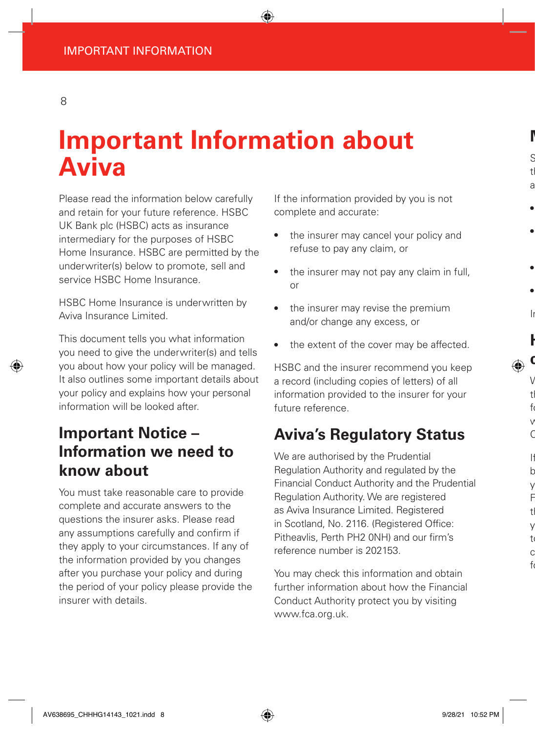# Important Information about Aviva

Please read the information below carefully and retain for your future reference. HSBC UK Bank plc (HSBC) acts as insurance intermediary for the purposes of HSBC Home Insurance. HSBC are permitted by the underwriter(s) below to promote, sell and service HSBC Home Insurance.

HSBC Home Insurance is underwritten by Aviva Insurance Limited.

This document tells you what information you need to give the underwriter(s) and tells you about how your policy will be managed. It also outlines some important details about your policy and explains how your personal information will be looked after.

## Important Notice – Information we need to know about

You must take reasonable care to provide complete and accurate answers to the questions the insurer asks. Please read any assumptions carefully and confirm if they apply to your circumstances. If any of the information provided by you changes after you purchase your policy and during the period of your policy please provide the insurer with details.

If the information provided by you is not complete and accurate:

- the insurer may cancel your policy and refuse to pay any claim, or
- the insurer may not pay any claim in full, or
- the insurer may revise the premium and/or change any excess, or
- the extent of the cover may be affected.

HSBC and the insurer recommend you keep a record (including copies of letters) of all information provided to the insurer for your future reference.

## Aviva's Regulatory Status

We are authorised by the Prudential Regulation Authority and regulated by the Financial Conduct Authority and the Prudential Regulation Authority. We are registered as Aviva Insurance Limited. Registered in Scotland, No. 2116. (Registered Office: Pitheavlis, Perth PH2 0NH) and our firm's reference number is 202153.

You may check this information and obtain further information about how the Financial Conduct Authority protect you by visiting www.fca.org.uk.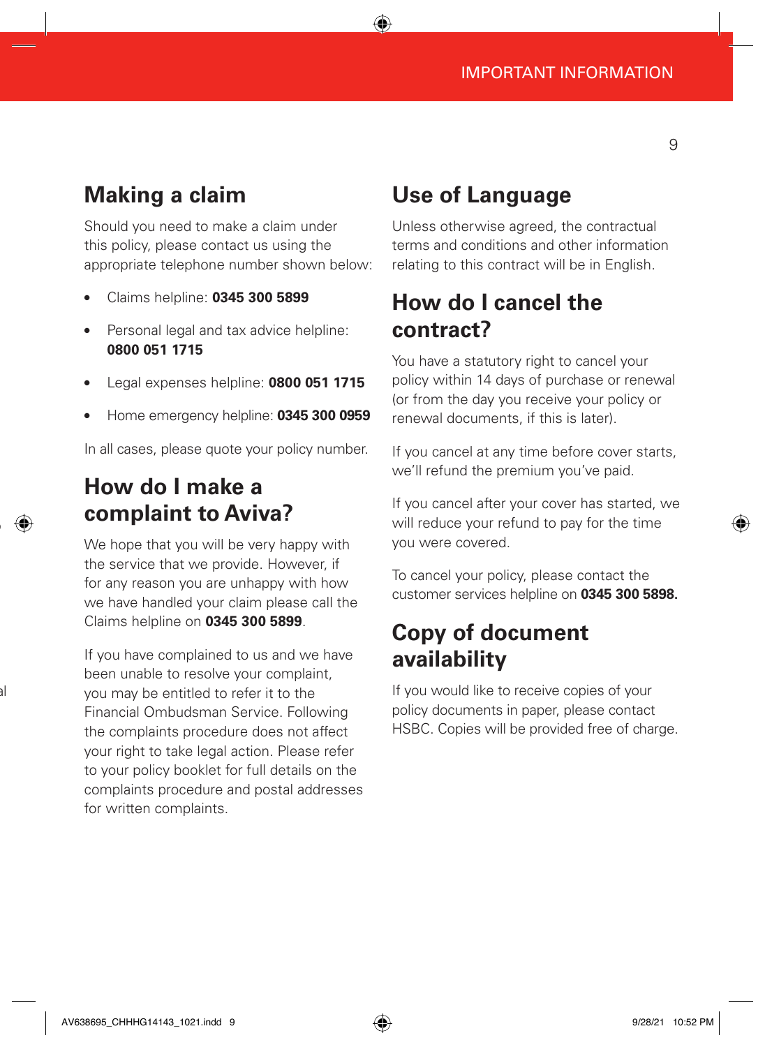## Making a claim

Should you need to make a claim under this policy, please contact us using the appropriate telephone number shown below:

- Claims helpline: **0345 300 5899**
- Personal legal and tax advice helpline: **0800 051 1715**
- Legal expenses helpline: **0800 051 1715**
- Home emergency helpline: **0345 300 0959**

In all cases, please quote your policy number.

## How do I make a complaint to Aviva?

We hope that you will be very happy with the service that we provide. However, if for any reason you are unhappy with how we have handled your claim please call the Claims helpline on **0345 300 5899**.

If you have complained to us and we have been unable to resolve your complaint, you may be entitled to refer it to the Financial Ombudsman Service. Following the complaints procedure does not affect your right to take legal action. Please refer to your policy booklet for full details on the complaints procedure and postal addresses for written complaints.

## Use of Language

Unless otherwise agreed, the contractual terms and conditions and other information relating to this contract will be in English.

## How do I cancel the contract?

You have a statutory right to cancel your policy within 14 days of purchase or renewal (or from the day you receive your policy or renewal documents, if this is later).

If you cancel at any time before cover starts, we'll refund the premium you've paid.

If you cancel after your cover has started, we will reduce your refund to pay for the time you were covered.

To cancel your policy, please contact the customer services helpline on **0345 300 5898.**

## Copy of document availability

If you would like to receive copies of your policy documents in paper, please contact HSBC. Copies will be provided free of charge.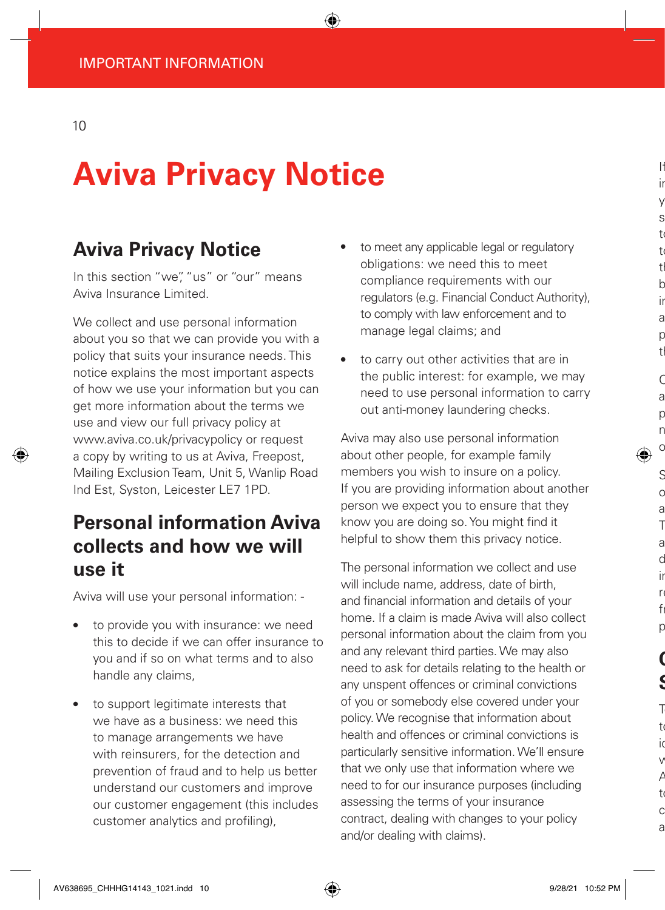# Aviva Privacy Notice

## Aviva Privacy Notice

In this section "we", "us" or "our" means Aviva Insurance Limited.

We collect and use personal information about you so that we can provide you with a policy that suits your insurance needs. This notice explains the most important aspects of how we use your information but you can get more information about the terms we use and view our full privacy policy at www.aviva.co.uk/privacypolicy or request a copy by writing to us at Aviva, Freepost, Mailing Exclusion Team, Unit 5, Wanlip Road Ind Est, Syston, Leicester LE7 1PD.

## Personal information Aviva collects and how we will use it

Aviva will use your personal information: -

- to provide you with insurance: we need this to decide if we can offer insurance to you and if so on what terms and to also handle any claims,
- to support legitimate interests that we have as a business: we need this to manage arrangements we have with reinsurers, for the detection and prevention of fraud and to help us better understand our customers and improve our customer engagement (this includes customer analytics and profiling),
- to meet any applicable legal or regulatory obligations: we need this to meet compliance requirements with our regulators (e.g. Financial Conduct Authority), to comply with law enforcement and to manage legal claims; and
- to carry out other activities that are in the public interest: for example, we may need to use personal information to carry out anti-money laundering checks.

Aviva may also use personal information about other people, for example family members you wish to insure on a policy. If you are providing information about another person we expect you to ensure that they know you are doing so. You might find it helpful to show them this privacy notice.

The personal information we collect and use will include name, address, date of birth, and financial information and details of your home. If a claim is made Aviva will also collect personal information about the claim from you and any relevant third parties. We may also need to ask for details relating to the health or any unspent offences or criminal convictions of you or somebody else covered under your policy. We recognise that information about health and offences or criminal convictions is particularly sensitive information. We'll ensure that we only use that information where we need to for our insurance purposes (including assessing the terms of your insurance contract, dealing with changes to your policy and/or dealing with claims).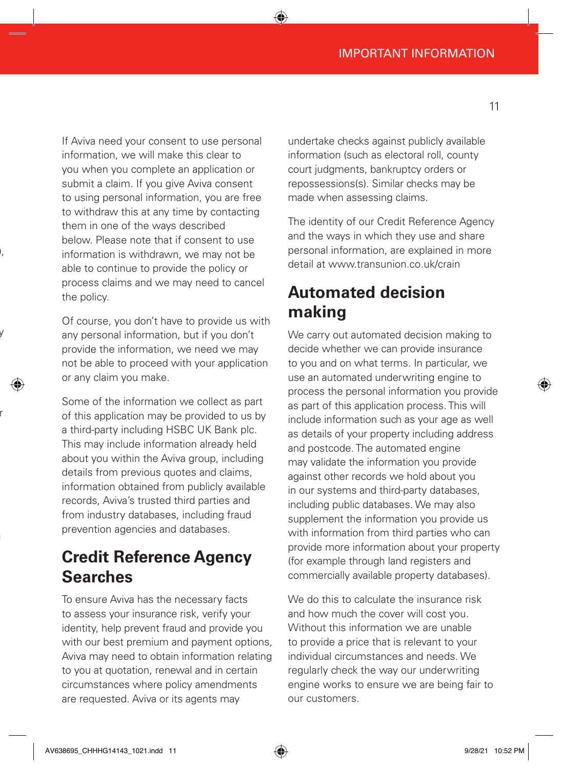If Aviva need your consent to use personal information, we will make this clear to you when you complete an application or submit a claim. If you give Aviva consent to using personal information, you are free to withdraw this at any time by contacting them in one of the ways described below. Please note that if consent to use information is withdrawn, we may not be able to continue to provide the policy or process claims and we may need to cancel the policy.

Of course, you don't have to provide us with any personal information, but if you don't provide the information, we need we may not be able to proceed with your application or any claim you make.

Some of the information we collect as part of this application may be provided to us by a third-party including HSBC UK Bank plc. This may include information already held about you within the Aviva group, including details from previous quotes and claims, information obtained from publicly available records, Aviva's trusted third parties and from industry databases, including fraud prevention agencies and databases.

## Credit Reference Agency Searches

To ensure Aviva has the necessary facts to assess your insurance risk, verify your identity, help prevent fraud and provide you with our best premium and payment options, Aviva may need to obtain information relating to you at quotation, renewal and in certain circumstances where policy amendments are requested. Aviva or its agents may undertake checks against publicly available information (such as electoral roll, county court judgments, bankruptcy orders or repossessions(s). Similar checks may be made when assessing claims.

The identity of our Credit Reference Agency and the ways in which they use and share personal information, are explained in more detail at www.transunion.co.uk/crain

## Automated decision making

We carry out automated decision making to decide whether we can provide insurance to you and on what terms. In particular, we use an automated underwriting engine to process the personal information you provide as part of this application process. This will include information such as your age as well as details of your property including address and postcode. The automated engine may validate the information you provide against other records we hold about you in our systems and third-party databases, including public databases. We may also supplement the information you provide us with information from third parties who can provide more information about your property (for example through land registers and commercially available property databases).

We do this to calculate the insurance risk and how much the cover will cost you. Without this information we are unable to provide a price that is relevant to your individual circumstances and needs. We regularly check the way our underwriting engine works to ensure we are being fair to our customers.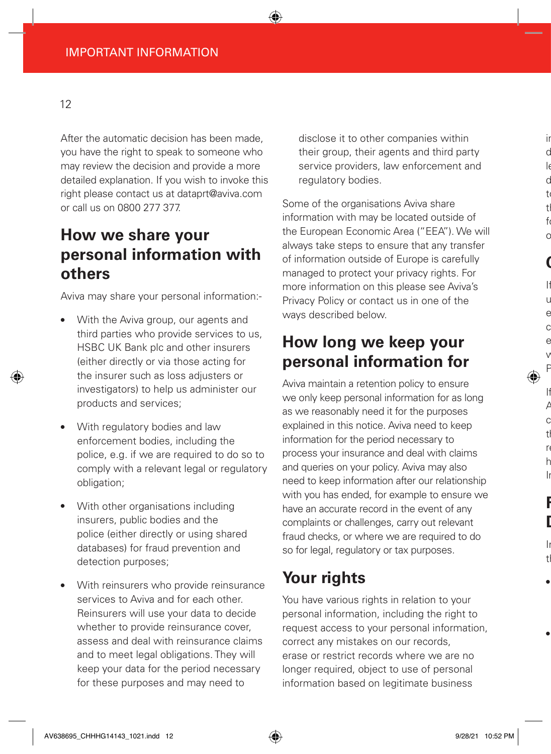After the automatic decision has been made, you have the right to speak to someone who may review the decision and provide a more detailed explanation. If you wish to invoke this right please contact us at dataprt@aviva.com or call us on 0800 277 377.

## How we share your personal information with others

Aviva may share your personal information:-

- With the Aviva group, our agents and third parties who provide services to us, HSBC UK Bank plc and other insurers (either directly or via those acting for the insurer such as loss adjusters or investigators) to help us administer our products and services;
- With regulatory bodies and law enforcement bodies, including the police, e.g. if we are required to do so to comply with a relevant legal or regulatory obligation;
- With other organisations including insurers, public bodies and the police (either directly or using shared databases) for fraud prevention and detection purposes;
- With reinsurers who provide reinsurance services to Aviva and for each other. Reinsurers will use your data to decide whether to provide reinsurance cover, assess and deal with reinsurance claims and to meet legal obligations. They will keep your data for the period necessary for these purposes and may need to disclose it to other companies within their group, their agents and third party service providers, law enforcement and regulatory bodies.

Some of the organisations Aviva share information with may be located outside of the European Economic Area ("EEA"). We will always take steps to ensure that any transfer of information outside of Europe is carefully managed to protect your privacy rights. For more information on this please see Aviva's Privacy Policy or contact us in one of the ways described below.

## How long we keep your personal information for

Aviva maintain a retention policy to ensure we only keep personal information for as long as we reasonably need it for the purposes explained in this notice. Aviva need to keep information for the period necessary to process your insurance and deal with claims and queries on your policy. Aviva may also need to keep information after our relationship with you has ended, for example to ensure we have an accurate record in the event of any complaints or challenges, carry out relevant fraud checks, or where we are required to do so for legal, regulatory or tax purposes.

## Your rights

You have various rights in relation to your personal information, including the right to request access to your personal information, correct any mistakes on our records, erase or restrict records where we are no longer required, object to use of personal information based on legitimate business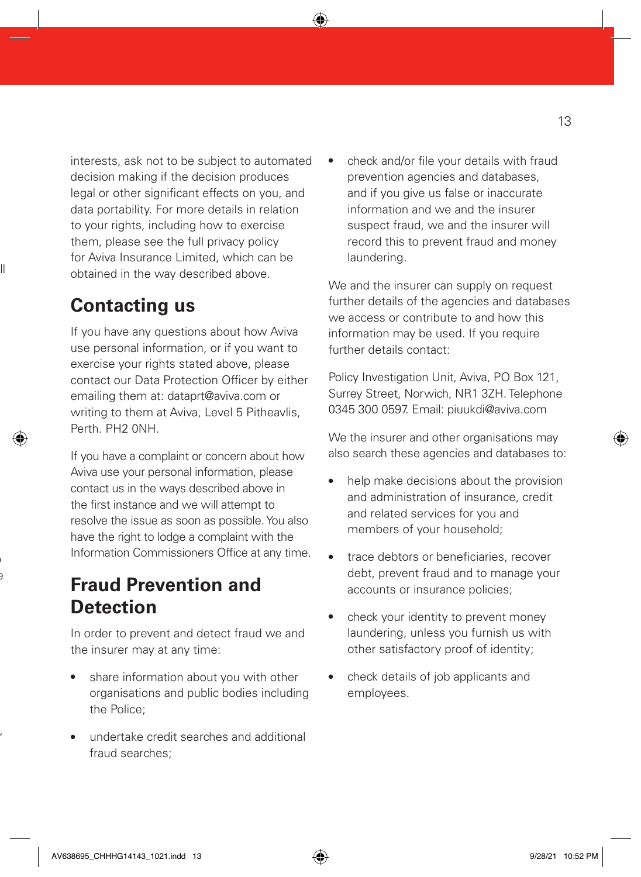interests, ask not to be subject to automated decision making if the decision produces legal or other significant effects on you, and data portability. For more details in relation to your rights, including how to exercise them, please see the full privacy policy for Aviva Insurance Limited, which can be obtained in the way described above.

## Contacting us

If you have any questions about how Aviva use personal information, or if you want to exercise your rights stated above, please contact our Data Protection Officer by either emailing them at: dataprt@aviva.com or writing to them at Aviva, Level 5 Pitheavlis, Perth. PH2 0NH.

If you have a complaint or concern about how Aviva use your personal information, please contact us in the ways described above in the first instance and we will attempt to resolve the issue as soon as possible. You also have the right to lodge a complaint with the Information Commissioners Office at any time.

## Fraud Prevention and Detection

In order to prevent and detect fraud we and the insurer may at any time:

- share information about you with other organisations and public bodies including the Police;
- undertake credit searches and additional fraud searches;
- check and/or file your details with fraud prevention agencies and databases, and if you give us false or inaccurate information and we and the insurer suspect fraud, we and the insurer will record this to prevent fraud and money laundering.

We and the insurer can supply on request further details of the agencies and databases we access or contribute to and how this information may be used. If you require further details contact:

Policy Investigation Unit, Aviva, PO Box 121, Surrey Street, Norwich, NR1 3ZH. Telephone 0345 300 0597. Email: piuukdi@aviva.com

We the insurer and other organisations may also search these agencies and databases to:

- help make decisions about the provision and administration of insurance, credit and related services for you and members of your household;
- trace debtors or beneficiaries, recover debt, prevent fraud and to manage your accounts or insurance policies;
- check your identity to prevent money laundering, unless you furnish us with other satisfactory proof of identity;
- check details of job applicants and employees.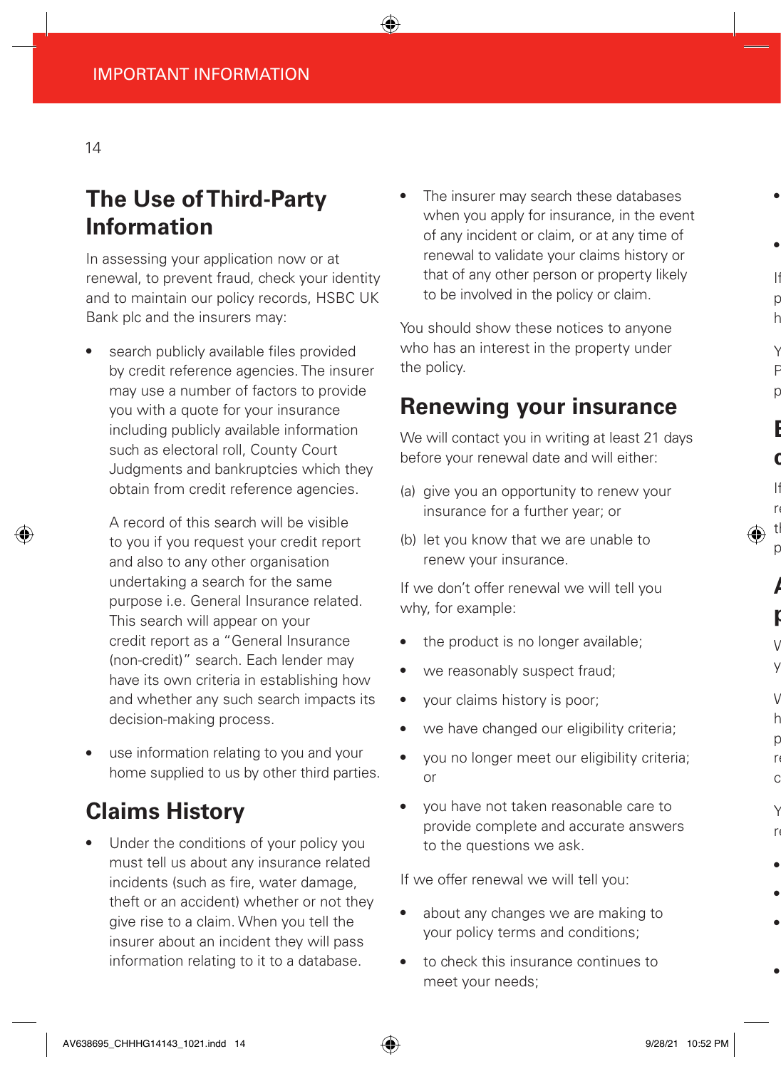## The Use of Third-Party Information

In assessing your application now or at renewal, to prevent fraud, check your identity and to maintain our policy records, HSBC UK Bank plc and the insurers may:

- search publicly available files provided by credit reference agencies. The insurer may use a number of factors to provide you with a quote for your insurance including publicly available information such as electoral roll, County Court Judgments and bankruptcies which they obtain from credit reference agencies.

  A record of this search will be visible to you if you request your credit report and also to any other organisation undertaking a search for the same purpose i.e. General Insurance related. This search will appear on your credit report as a "General Insurance (non-credit)" search. Each lender may have its own criteria in establishing how and whether any such search impacts its decision-making process.

- use information relating to you and your home supplied to us by other third parties.

## Claims History

- Under the conditions of your policy you must tell us about any insurance related incidents (such as fire, water damage, theft or an accident) whether or not they give rise to a claim. When you tell the insurer about an incident they will pass information relating to it to a database.
- The insurer may search these databases when you apply for insurance, in the event of any incident or claim, or at any time of renewal to validate your claims history or that of any other person or property likely to be involved in the policy or claim.

You should show these notices to anyone who has an interest in the property under the policy.

## Renewing your insurance

We will contact you in writing at least 21 days before your renewal date and will either:

(a) give you an opportunity to renew your insurance for a further year; or

(b) let you know that we are unable to renew your insurance.

If we don't offer renewal we will tell you why, for example:

- the product is no longer available;
- we reasonably suspect fraud;
- your claims history is poor;
- we have changed our eligibility criteria;
- you no longer meet our eligibility criteria; or
- you have not taken reasonable care to provide complete and accurate answers to the questions we ask.

If we offer renewal we will tell you:

- about any changes we are making to your policy terms and conditions;
- to check this insurance continues to meet your needs;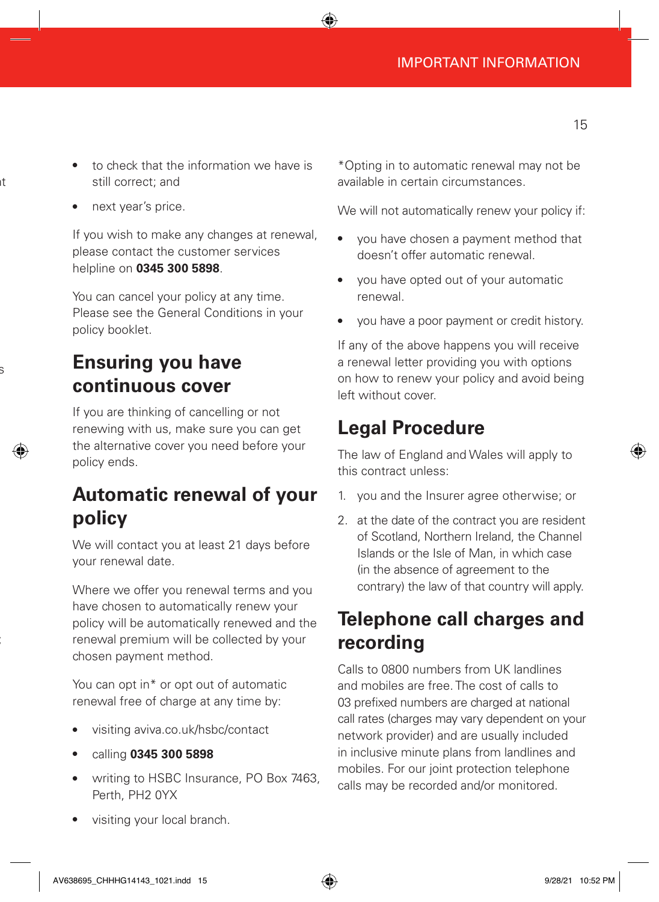- to check that the information we have is still correct; and
- next year's price.

If you wish to make any changes at renewal, please contact the customer services helpline on **0345 300 5898**.

You can cancel your policy at any time. Please see the General Conditions in your policy booklet.

## Ensuring you have continuous cover

If you are thinking of cancelling or not renewing with us, make sure you can get the alternative cover you need before your policy ends.

## Automatic renewal of your policy

We will contact you at least 21 days before your renewal date.

Where we offer you renewal terms and you have chosen to automatically renew your policy will be automatically renewed and the renewal premium will be collected by your chosen payment method.

You can opt in* or opt out of automatic renewal free of charge at any time by:

- visiting aviva.co.uk/hsbc/contact
- calling **0345 300 5898**
- writing to HSBC Insurance, PO Box 7463, Perth, PH2 0YX
- visiting your local branch.

*Opting in to automatic renewal may not be available in certain circumstances.

We will not automatically renew your policy if:

- you have chosen a payment method that doesn't offer automatic renewal.
- you have opted out of your automatic renewal.
- you have a poor payment or credit history.

If any of the above happens you will receive a renewal letter providing you with options on how to renew your policy and avoid being left without cover.

## Legal Procedure

The law of England and Wales will apply to this contract unless:

1. you and the Insurer agree otherwise; or
2. at the date of the contract you are resident of Scotland, Northern Ireland, the Channel Islands or the Isle of Man, in which case (in the absence of agreement to the contrary) the law of that country will apply.

## Telephone call charges and recording

Calls to 0800 numbers from UK landlines and mobiles are free. The cost of calls to 03 prefixed numbers are charged at national call rates (charges may vary dependent on your network provider) and are usually included in inclusive minute plans from landlines and mobiles. For our joint protection telephone calls may be recorded and/or monitored.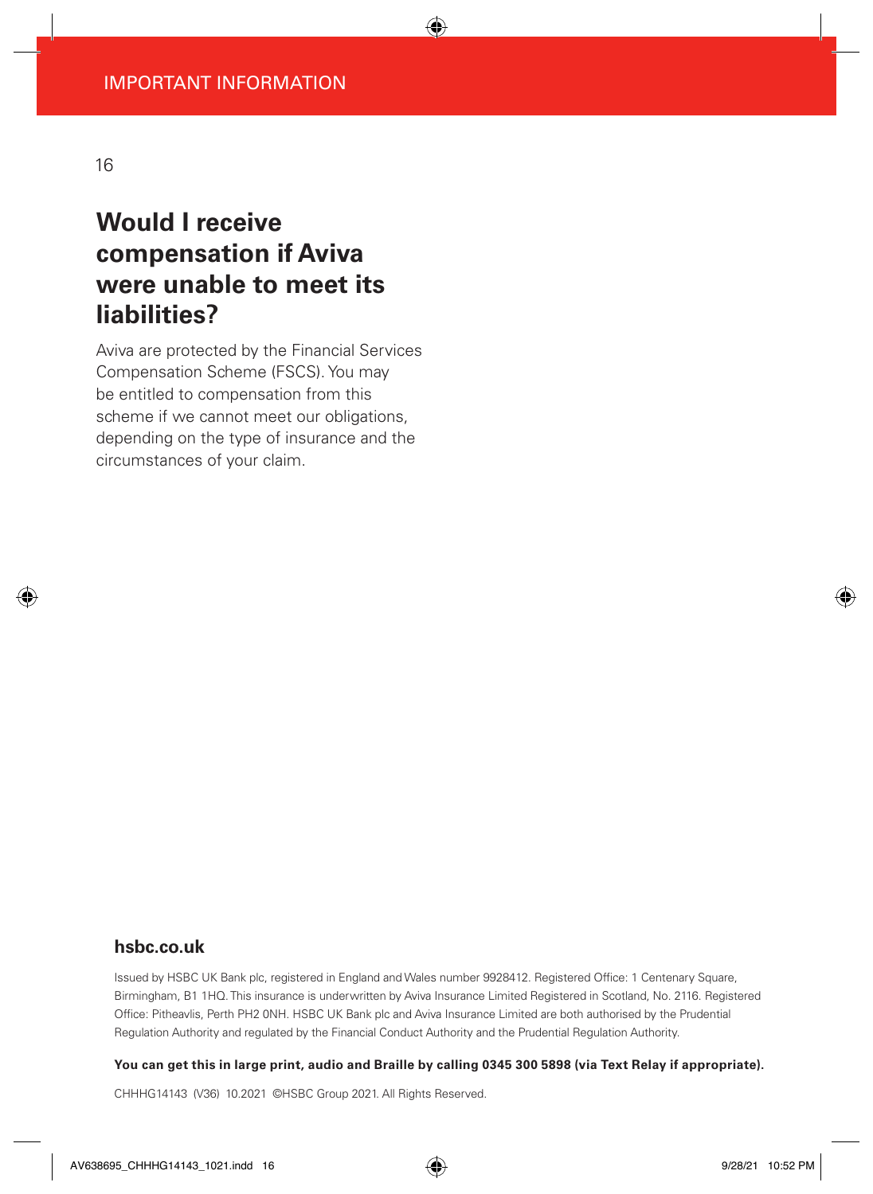# Would I receive compensation if Aviva were unable to meet its liabilities?

Aviva are protected by the Financial Services Compensation Scheme (FSCS). You may be entitled to compensation from this scheme if we cannot meet our obligations, depending on the type of insurance and the circumstances of your claim.

**hsbc.co.uk**

Issued by HSBC UK Bank plc, registered in England and Wales number 9928412. Registered Office: 1 Centenary Square, Birmingham, B1 1HQ. This insurance is underwritten by Aviva Insurance Limited Registered in Scotland, No. 2116. Registered Office: Pitheavlis, Perth PH2 0NH. HSBC UK Bank plc and Aviva Insurance Limited are both authorised by the Prudential Regulation Authority and regulated by the Financial Conduct Authority and the Prudential Regulation Authority.

**You can get this in large print, audio and Braille by calling 0345 300 5898 (via Text Relay if appropriate).**

CHHHG14143 (V36) 10.2021 ©HSBC Group 2021. All Rights Reserved.